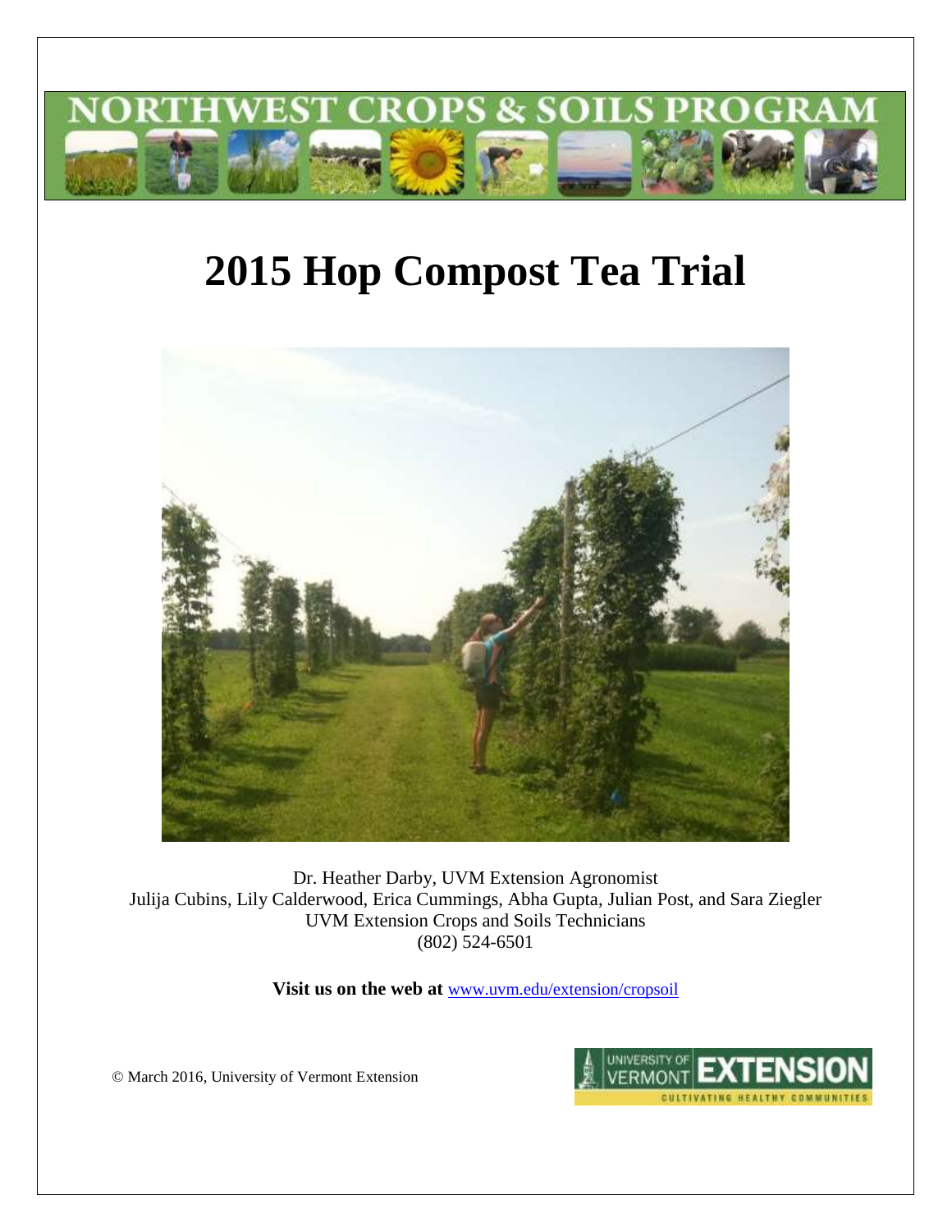NORTHWEST CROPS & SOILS PROGRAM

# 2015 Hop Compost Tea Trial

Dr. Heather Darby, UVM Extension Agronomist
Julija Cubins, Lily Calderwood, Erica Cummings, Abha Gupta, Julian Post, and Sara Ziegler
UVM Extension Crops and Soils Technicians
(802) 524-6501

**Visit us on the web at** www.uvm.edu/extension/cropsoil

© March 2016, University of Vermont Extension

UNIVERSITY OF VERMONT EXTENSION
CULTIVATING HEALTHY COMMUNITIES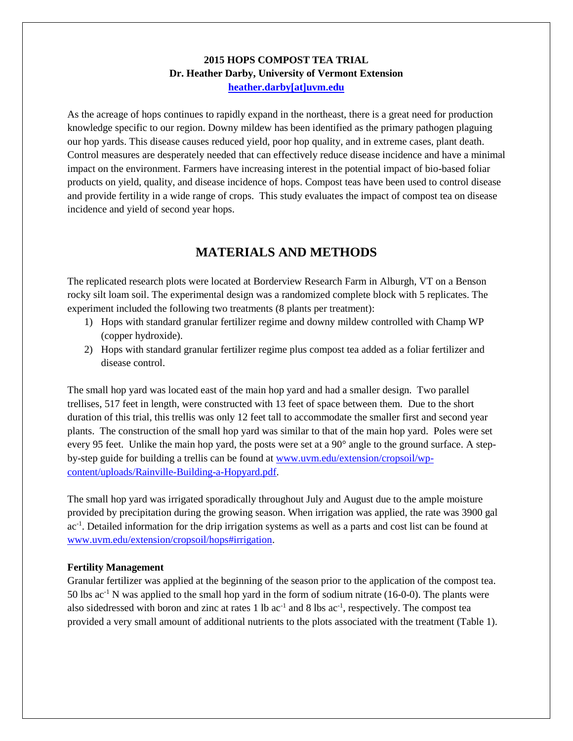**2015 HOPS COMPOST TEA TRIAL**
**Dr. Heather Darby, University of Vermont Extension**
**heather.darby[at]uvm.edu**

As the acreage of hops continues to rapidly expand in the northeast, there is a great need for production knowledge specific to our region. Downy mildew has been identified as the primary pathogen plaguing our hop yards. This disease causes reduced yield, poor hop quality, and in extreme cases, plant death. Control measures are desperately needed that can effectively reduce disease incidence and have a minimal impact on the environment. Farmers have increasing interest in the potential impact of bio-based foliar products on yield, quality, and disease incidence of hops. Compost teas have been used to control disease and provide fertility in a wide range of crops. This study evaluates the impact of compost tea on disease incidence and yield of second year hops.

## MATERIALS AND METHODS

The replicated research plots were located at Borderview Research Farm in Alburgh, VT on a Benson rocky silt loam soil. The experimental design was a randomized complete block with 5 replicates. The experiment included the following two treatments (8 plants per treatment):

1) Hops with standard granular fertilizer regime and downy mildew controlled with Champ WP (copper hydroxide).
2) Hops with standard granular fertilizer regime plus compost tea added as a foliar fertilizer and disease control.

The small hop yard was located east of the main hop yard and had a smaller design. Two parallel trellises, 517 feet in length, were constructed with 13 feet of space between them. Due to the short duration of this trial, this trellis was only 12 feet tall to accommodate the smaller first and second year plants. The construction of the small hop yard was similar to that of the main hop yard. Poles were set every 95 feet. Unlike the main hop yard, the posts were set at a 90° angle to the ground surface. A step-by-step guide for building a trellis can be found at www.uvm.edu/extension/cropsoil/wp-content/uploads/Rainville-Building-a-Hopyard.pdf.

The small hop yard was irrigated sporadically throughout July and August due to the ample moisture provided by precipitation during the growing season. When irrigation was applied, the rate was 3900 gal $ac^{-1}$. Detailed information for the drip irrigation systems as well as a parts and cost list can be found at www.uvm.edu/extension/cropsoil/hops#irrigation.

**Fertility Management**

Granular fertilizer was applied at the beginning of the season prior to the application of the compost tea. 50 lbs $ac^{-1}$ N was applied to the small hop yard in the form of sodium nitrate (16-0-0). The plants were also sidedressed with boron and zinc at rates 1 lb $ac^{-1}$ and 8 lbs $ac^{-1}$, respectively. The compost tea provided a very small amount of additional nutrients to the plots associated with the treatment (Table 1).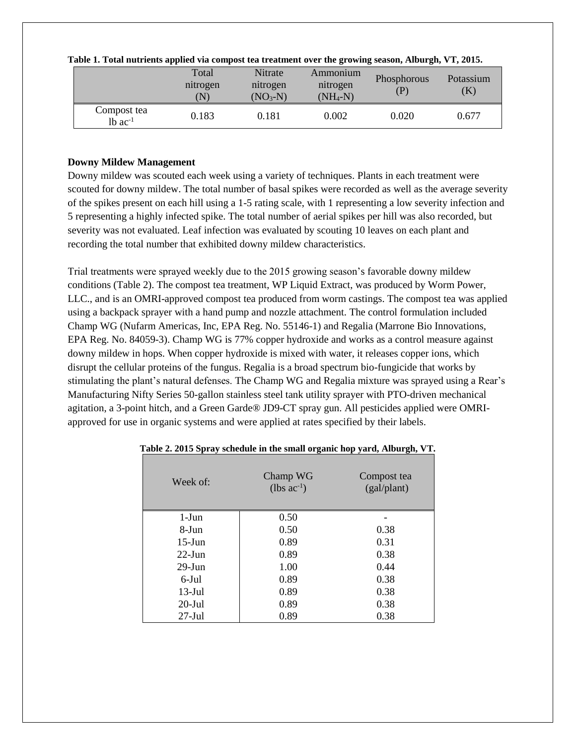**Table 1. Total nutrients applied via compost tea treatment over the growing season, Alburgh, VT, 2015.**

| | Total nitrogen (N) | Nitrate nitrogen ($NO_3$-N) | Ammonium nitrogen ($NH_4$-N) | Phosphorous (P) | Potassium (K) |
|---|---|---|---|---|---|
| Compost tea lb $ac^{-1}$ | 0.183 | 0.181 | 0.002 | 0.020 | 0.677 |

**Downy Mildew Management**

Downy mildew was scouted each week using a variety of techniques. Plants in each treatment were scouted for downy mildew. The total number of basal spikes were recorded as well as the average severity of the spikes present on each hill using a 1-5 rating scale, with 1 representing a low severity infection and 5 representing a highly infected spike. The total number of aerial spikes per hill was also recorded, but severity was not evaluated. Leaf infection was evaluated by scouting 10 leaves on each plant and recording the total number that exhibited downy mildew characteristics.

Trial treatments were sprayed weekly due to the 2015 growing season's favorable downy mildew conditions (Table 2). The compost tea treatment, WP Liquid Extract, was produced by Worm Power, LLC., and is an OMRI-approved compost tea produced from worm castings. The compost tea was applied using a backpack sprayer with a hand pump and nozzle attachment. The control formulation included Champ WG (Nufarm Americas, Inc, EPA Reg. No. 55146-1) and Regalia (Marrone Bio Innovations, EPA Reg. No. 84059-3). Champ WG is 77% copper hydroxide and works as a control measure against downy mildew in hops. When copper hydroxide is mixed with water, it releases copper ions, which disrupt the cellular proteins of the fungus. Regalia is a broad spectrum bio-fungicide that works by stimulating the plant's natural defenses. The Champ WG and Regalia mixture was sprayed using a Rear's Manufacturing Nifty Series 50-gallon stainless steel tank utility sprayer with PTO-driven mechanical agitation, a 3-point hitch, and a Green Garde® JD9-CT spray gun. All pesticides applied were OMRI-approved for use in organic systems and were applied at rates specified by their labels.

**Table 2. 2015 Spray schedule in the small organic hop yard, Alburgh, VT.**

| Week of: | Champ WG (lbs $ac^{-1}$) | Compost tea (gal/plant) |
|---|---|---|
| 1-Jun | 0.50 | - |
| 8-Jun | 0.50 | 0.38 |
| 15-Jun | 0.89 | 0.31 |
| 22-Jun | 0.89 | 0.38 |
| 29-Jun | 1.00 | 0.44 |
| 6-Jul | 0.89 | 0.38 |
| 13-Jul | 0.89 | 0.38 |
| 20-Jul | 0.89 | 0.38 |
| 27-Jul | 0.89 | 0.38 |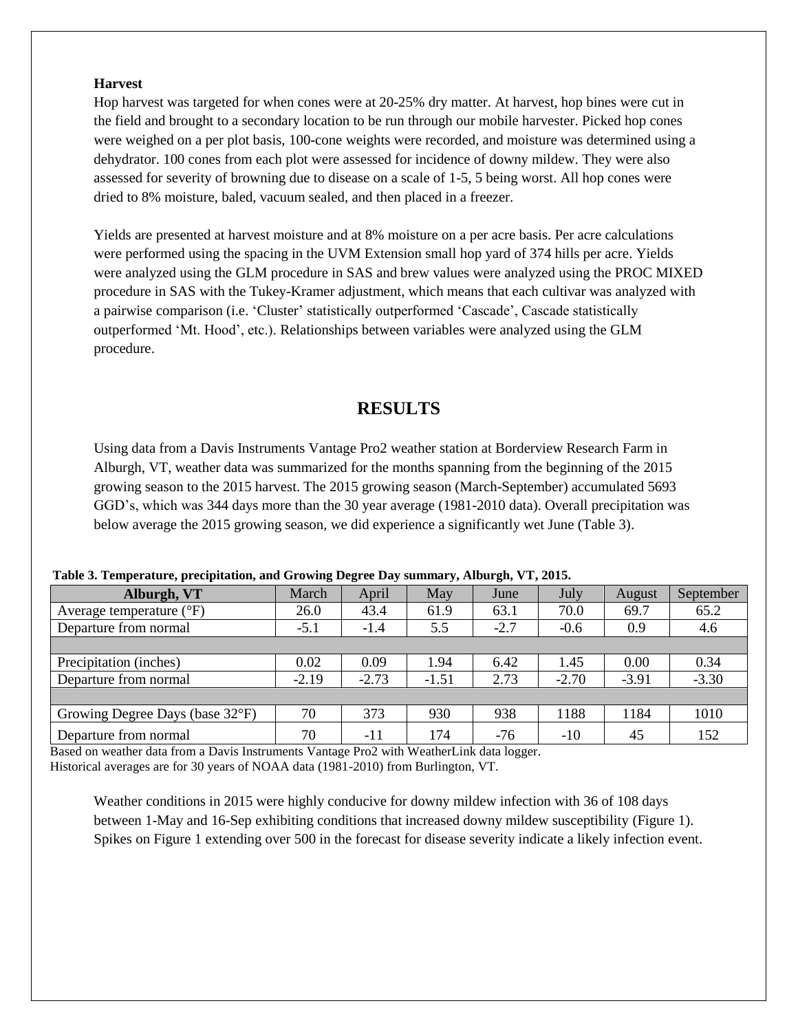**Harvest**

Hop harvest was targeted for when cones were at 20-25% dry matter. At harvest, hop bines were cut in the field and brought to a secondary location to be run through our mobile harvester. Picked hop cones were weighed on a per plot basis, 100-cone weights were recorded, and moisture was determined using a dehydrator. 100 cones from each plot were assessed for incidence of downy mildew. They were also assessed for severity of browning due to disease on a scale of 1-5, 5 being worst. All hop cones were dried to 8% moisture, baled, vacuum sealed, and then placed in a freezer.

Yields are presented at harvest moisture and at 8% moisture on a per acre basis. Per acre calculations were performed using the spacing in the UVM Extension small hop yard of 374 hills per acre. Yields were analyzed using the GLM procedure in SAS and brew values were analyzed using the PROC MIXED procedure in SAS with the Tukey-Kramer adjustment, which means that each cultivar was analyzed with a pairwise comparison (i.e. 'Cluster' statistically outperformed 'Cascade', Cascade statistically outperformed 'Mt. Hood', etc.). Relationships between variables were analyzed using the GLM procedure.

## RESULTS

Using data from a Davis Instruments Vantage Pro2 weather station at Borderview Research Farm in Alburgh, VT, weather data was summarized for the months spanning from the beginning of the 2015 growing season to the 2015 harvest. The 2015 growing season (March-September) accumulated 5693 GGD's, which was 344 days more than the 30 year average (1981-2010 data). Overall precipitation was below average the 2015 growing season, we did experience a significantly wet June (Table 3).

**Table 3. Temperature, precipitation, and Growing Degree Day summary, Alburgh, VT, 2015.**

| Alburgh, VT | March | April | May | June | July | August | September |
|---|---|---|---|---|---|---|---|
| Average temperature (°F) | 26.0 | 43.4 | 61.9 | 63.1 | 70.0 | 69.7 | 65.2 |
| Departure from normal | -5.1 | -1.4 | 5.5 | -2.7 | -0.6 | 0.9 | 4.6 |
| | | | | | | | |
| Precipitation (inches) | 0.02 | 0.09 | 1.94 | 6.42 | 1.45 | 0.00 | 0.34 |
| Departure from normal | -2.19 | -2.73 | -1.51 | 2.73 | -2.70 | -3.91 | -3.30 |
| | | | | | | | |
| Growing Degree Days (base 32°F) | 70 | 373 | 930 | 938 | 1188 | 1184 | 1010 |
| Departure from normal | 70 | -11 | 174 | -76 | -10 | 45 | 152 |

Based on weather data from a Davis Instruments Vantage Pro2 with WeatherLink data logger.
Historical averages are for 30 years of NOAA data (1981-2010) from Burlington, VT.

Weather conditions in 2015 were highly conducive for downy mildew infection with 36 of 108 days between 1-May and 16-Sep exhibiting conditions that increased downy mildew susceptibility (Figure 1). Spikes on Figure 1 extending over 500 in the forecast for disease severity indicate a likely infection event.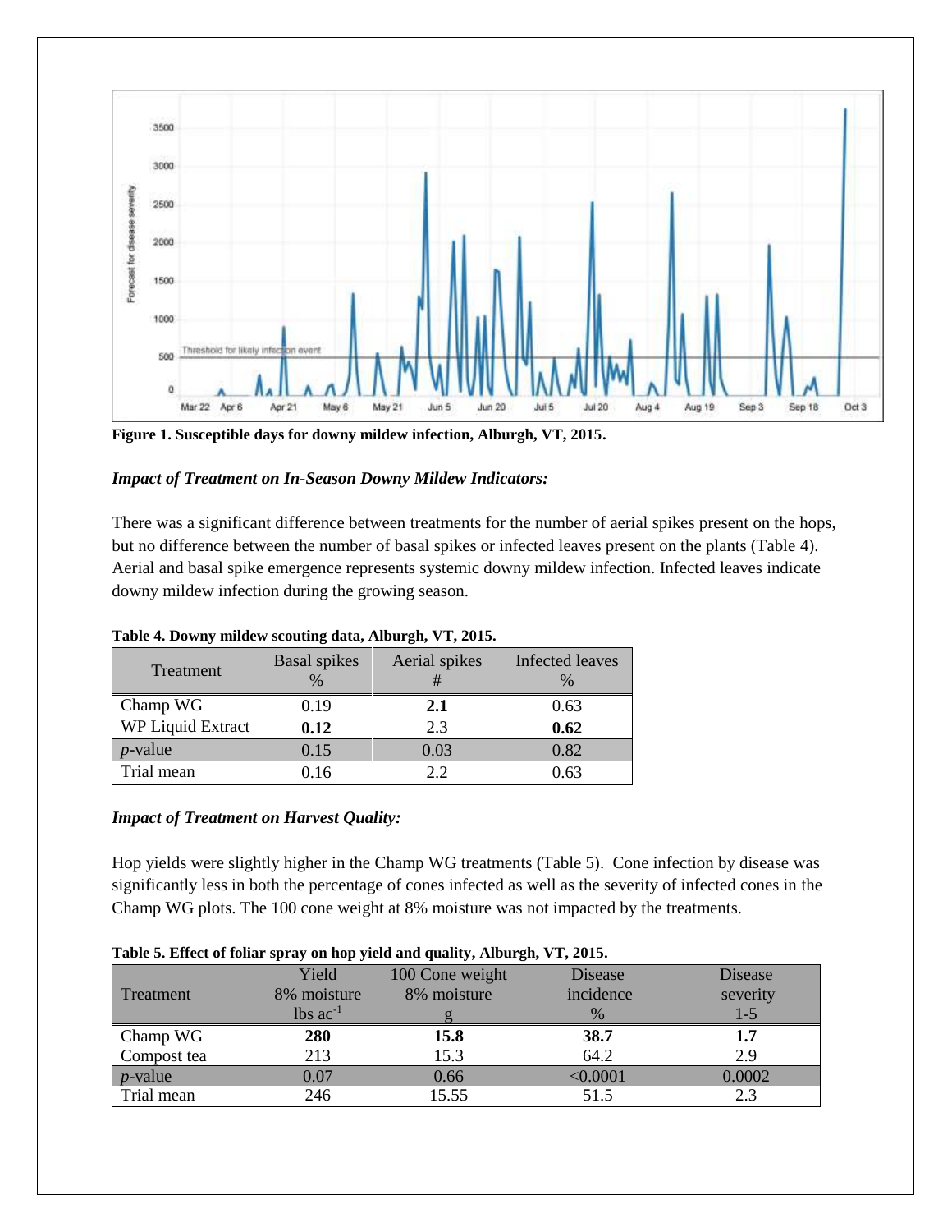**Figure 1. Susceptible days for downy mildew infection, Alburgh, VT, 2015.**

***Impact of Treatment on In-Season Downy Mildew Indicators:***

There was a significant difference between treatments for the number of aerial spikes present on the hops, but no difference between the number of basal spikes or infected leaves present on the plants (Table 4). Aerial and basal spike emergence represents systemic downy mildew infection. Infected leaves indicate downy mildew infection during the growing season.

**Table 4. Downy mildew scouting data, Alburgh, VT, 2015.**

| Treatment | Basal spikes % | Aerial spikes # | Infected leaves % |
|---|---|---|---|
| Champ WG | 0.19 | **2.1** | 0.63 |
| WP Liquid Extract | **0.12** | 2.3 | **0.62** |
| *p*-value | 0.15 | 0.03 | 0.82 |
| Trial mean | 0.16 | 2.2 | 0.63 |

***Impact of Treatment on Harvest Quality:***

Hop yields were slightly higher in the Champ WG treatments (Table 5). Cone infection by disease was significantly less in both the percentage of cones infected as well as the severity of infected cones in the Champ WG plots. The 100 cone weight at 8% moisture was not impacted by the treatments.

**Table 5. Effect of foliar spray on hop yield and quality, Alburgh, VT, 2015.**

| Treatment | Yield 8% moisture lbs $ac^{-1}$ | 100 Cone weight 8% moisture g | Disease incidence % | Disease severity 1-5 |
|---|---|---|---|---|
| Champ WG | **280** | **15.8** | **38.7** | **1.7** |
| Compost tea | 213 | 15.3 | 64.2 | 2.9 |
| *p*-value | 0.07 | 0.66 | <0.0001 | 0.0002 |
| Trial mean | 246 | 15.55 | 51.5 | 2.3 |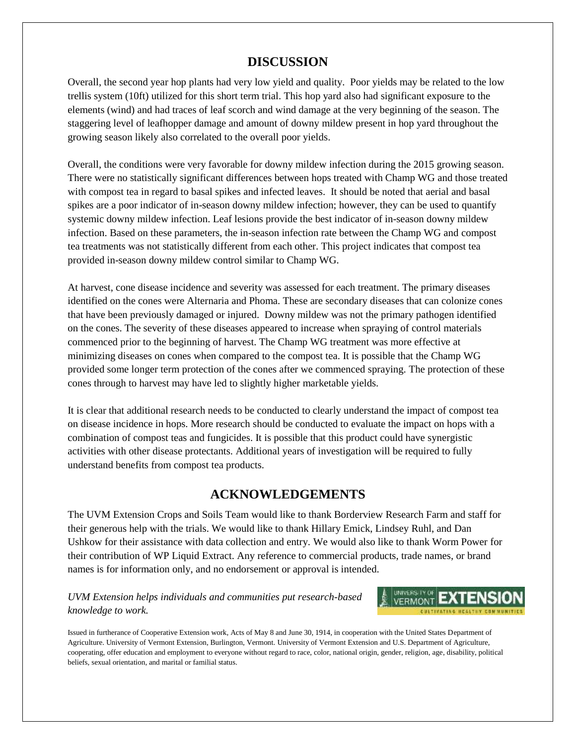## DISCUSSION

Overall, the second year hop plants had very low yield and quality. Poor yields may be related to the low trellis system (10ft) utilized for this short term trial. This hop yard also had significant exposure to the elements (wind) and had traces of leaf scorch and wind damage at the very beginning of the season. The staggering level of leafhopper damage and amount of downy mildew present in hop yard throughout the growing season likely also correlated to the overall poor yields.

Overall, the conditions were very favorable for downy mildew infection during the 2015 growing season. There were no statistically significant differences between hops treated with Champ WG and those treated with compost tea in regard to basal spikes and infected leaves. It should be noted that aerial and basal spikes are a poor indicator of in-season downy mildew infection; however, they can be used to quantify systemic downy mildew infection. Leaf lesions provide the best indicator of in-season downy mildew infection. Based on these parameters, the in-season infection rate between the Champ WG and compost tea treatments was not statistically different from each other. This project indicates that compost tea provided in-season downy mildew control similar to Champ WG.

At harvest, cone disease incidence and severity was assessed for each treatment. The primary diseases identified on the cones were Alternaria and Phoma. These are secondary diseases that can colonize cones that have been previously damaged or injured. Downy mildew was not the primary pathogen identified on the cones. The severity of these diseases appeared to increase when spraying of control materials commenced prior to the beginning of harvest. The Champ WG treatment was more effective at minimizing diseases on cones when compared to the compost tea. It is possible that the Champ WG provided some longer term protection of the cones after we commenced spraying. The protection of these cones through to harvest may have led to slightly higher marketable yields.

It is clear that additional research needs to be conducted to clearly understand the impact of compost tea on disease incidence in hops. More research should be conducted to evaluate the impact on hops with a combination of compost teas and fungicides. It is possible that this product could have synergistic activities with other disease protectants. Additional years of investigation will be required to fully understand benefits from compost tea products.

## ACKNOWLEDGEMENTS

The UVM Extension Crops and Soils Team would like to thank Borderview Research Farm and staff for their generous help with the trials. We would like to thank Hillary Emick, Lindsey Ruhl, and Dan Ushkow for their assistance with data collection and entry. We would also like to thank Worm Power for their contribution of WP Liquid Extract. Any reference to commercial products, trade names, or brand names is for information only, and no endorsement or approval is intended.

*UVM Extension helps individuals and communities put research-based knowledge to work.*

UNIVERSITY OF VERMONT EXTENSION
CULTIVATING HEALTHY COMMUNITIES

Issued in furtherance of Cooperative Extension work, Acts of May 8 and June 30, 1914, in cooperation with the United States Department of Agriculture. University of Vermont Extension, Burlington, Vermont. University of Vermont Extension and U.S. Department of Agriculture, cooperating, offer education and employment to everyone without regard to race, color, national origin, gender, religion, age, disability, political beliefs, sexual orientation, and marital or familial status.